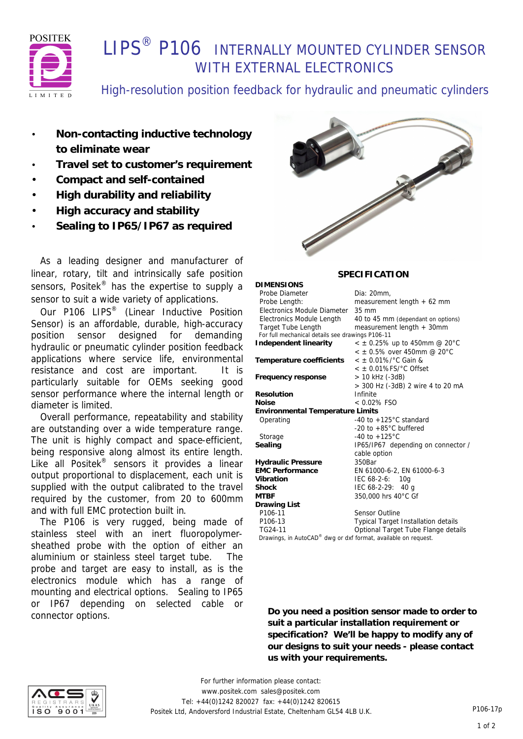# LIPS® P106 INTERNALLY MOUNTED CYLINDER SENSOR WITH EXTERNAL ELECTRONICS

## High-resolution position feedback for hydraulic and pneumatic cylinders

- **Non-contacting inductive technology to eliminate wear**
- **Travel set to customer's requirement**
- **Compact and self-contained**
- **High durability and reliability**
- **High accuracy and stability**
- **Sealing to IP65/IP67 as required**

As a leading designer and manufacturer of linear, rotary, tilt and intrinsically safe position sensors, Positek® has the expertise to supply a sensor to suit a wide variety of applications.

Our P106 LIPS® (Linear Inductive Position Sensor) is an affordable, durable, high-accuracy position sensor designed for demanding hydraulic or pneumatic cylinder position feedback applications where service life, environmental resistance and cost are important. It is particularly suitable for OEMs seeking good sensor performance where the internal length or diameter is limited.

Overall performance, repeatability and stability are outstanding over a wide temperature range. The unit is highly compact and space-efficient, being responsive along almost its entire length. Like all Positek® sensors it provides a linear output proportional to displacement, each unit is supplied with the output calibrated to the travel required by the customer, from 20 to 600mm and with full EMC protection built in.

The P106 is very rugged, being made of stainless steel with an inert fluoropolymer-sheathed probe with the option of either an aluminium or stainless steel target tube. The probe and target are easy to install, as is the electronics module which has a range of mounting and electrical options. Sealing to IP65 or IP67 depending on selected cable or connector options.

## SPECIFICATION

| | |
|---|---|
| **DIMENSIONS** | |
| Probe Diameter | Dia: 20mm, |
| Probe Length: | measurement length + 62 mm |
| Electronics Module Diameter | 35 mm |
| Electronics Module Length | 40 to 45 mm (dependant on options) |
| Target Tube Length | measurement length + 30mm |
| For full mechanical details see drawings P106-11 | |
| **Independent linearity** | < ± 0.25% up to 450mm @ 20°C |
| | < ± 0.5% over 450mm @ 20°C |
| **Temperature coefficients** | < ± 0.01%/°C Gain & |
| | < ± 0.01%FS/°C Offset |
| **Frequency response** | > 10 kHz (-3dB) |
| | > 300 Hz (-3dB) 2 wire 4 to 20 mA |
| **Resolution** | Infinite |
| **Noise** | < 0.02% FSO |
| **Environmental Temperature Limits** | |
| Operating | -40 to +125°C standard |
| | -20 to +85°C buffered |
| Storage | -40 to +125°C |
| **Sealing** | IP65/IP67 depending on connector / cable option |
| **Hydraulic Pressure** | 350Bar |
| **EMC Performance** | EN 61000-6-2, EN 61000-6-3 |
| **Vibration** | IEC 68-2-6: 10g |
| **Shock** | IEC 68-2-29: 40 g |
| **MTBF** | 350,000 hrs 40°C Gf |
| **Drawing List** | |
| P106-11 | Sensor Outline |
| P106-13 | Typical Target Installation details |
| TG24-11 | Optional Target Tube Flange details |

Drawings, in AutoCAD® dwg or dxf format, available on request.

**Do you need a position sensor made to order to suit a particular installation requirement or specification? We'll be happy to modify any of our designs to suit your needs - please contact us with your requirements.**

For further information please contact:
www.positek.com sales@positek.com
Tel: +44(0)1242 820027 fax: +44(0)1242 820615
Positek Ltd, Andoversford Industrial Estate, Cheltenham GL54 4LB U.K.

P106-17p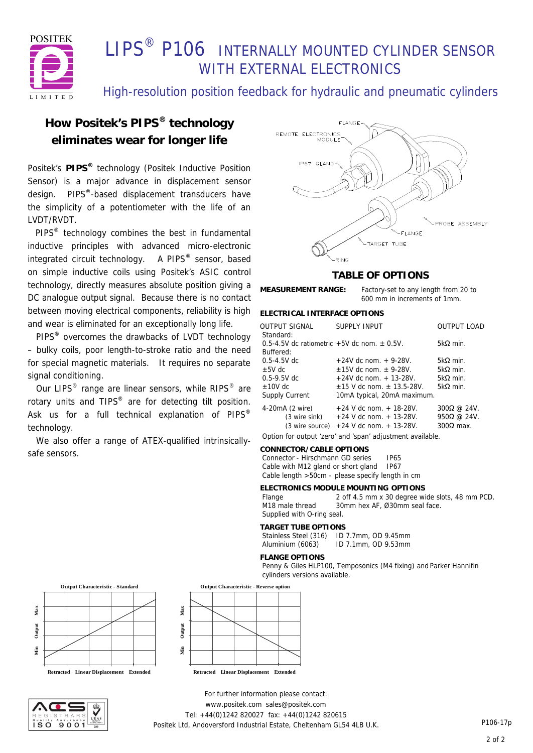POSITEK

LIMITED

# LIPS® P106 INTERNALLY MOUNTED CYLINDER SENSOR WITH EXTERNAL ELECTRONICS

High-resolution position feedback for hydraulic and pneumatic cylinders

## How Positek's PIPS® technology eliminates wear for longer life

Positek's **PIPS®** technology (Positek Inductive Position Sensor) is a major advance in displacement sensor design. PIPS®-based displacement transducers have the simplicity of a potentiometer with the life of an LVDT/RVDT.

PIPS® technology combines the best in fundamental inductive principles with advanced micro-electronic integrated circuit technology. A PIPS® sensor, based on simple inductive coils using Positek's ASIC control technology, directly measures absolute position giving a DC analogue output signal. Because there is no contact between moving electrical components, reliability is high and wear is eliminated for an exceptionally long life.

PIPS® overcomes the drawbacks of LVDT technology – bulky coils, poor length-to-stroke ratio and the need for special magnetic materials. It requires no separate signal conditioning.

Our LIPS® range are linear sensors, while RIPS® are rotary units and TIPS® are for detecting tilt position. Ask us for a full technical explanation of PIPS® technology.

We also offer a range of ATEX-qualified intrinsically-safe sensors.

FLANGE
REMOTE ELECTRONICS MODULE
IP67 GLAND
PROBE ASSEMBLY
FLANGE
TARGET TUBE
RING

## TABLE OF OPTIONS

**MEASUREMENT RANGE:** Factory-set to any length from 20 to 600 mm in increments of 1mm.

**ELECTRICAL INTERFACE OPTIONS**

| OUTPUT SIGNAL | SUPPLY INPUT | OUTPUT LOAD |
|---|---|---|
| Standard: | | |
| 0.5-4.5V dc ratiometric | +5V dc nom. ± 0.5V. | 5kΩ min. |
| Buffered: | | |
| 0.5-4.5V dc | +24V dc nom. + 9-28V. | 5kΩ min. |
| ±5V dc | ±15V dc nom. ± 9-28V. | 5kΩ min. |
| 0.5-9.5V dc | +24V dc nom. + 13-28V. | 5kΩ min. |
| ±10V dc | ±15 V dc nom. ± 13.5-28V. | 5kΩ min. |
| Supply Current | 10mA typical, 20mA maximum. | |
| 4-20mA (2 wire) | +24 V dc nom. + 18-28V. | 300Ω @ 24V. |
| (3 wire sink) | +24 V dc nom. + 13-28V. | 950Ω @ 24V. |
| (3 wire source) | +24 V dc nom. + 13-28V. | 300Ω max. |

Option for output 'zero' and 'span' adjustment available.

**CONNECTOR/CABLE OPTIONS**

Connector - Hirschmann GD series IP65
Cable with M12 gland or short gland IP67
Cable length >50cm – please specify length in cm

**ELECTRONICS MODULE MOUNTING OPTIONS**

Flange 2 off 4.5 mm x 30 degree wide slots, 48 mm PCD.
M18 male thread 30mm hex AF, Ø30mm seal face.
Supplied with O-ring seal.

**TARGET TUBE OPTIONS**

Stainless Steel (316) ID 7.7mm, OD 9.45mm
Aluminium (6063) ID 7.1mm, OD 9.53mm

**FLANGE OPTIONS**

Penny & Giles HLP100, Temposonics (M4 fixing) and Parker Hannifin cylinders versions available.

Output Characteristic - Standard
Max
Output
Min
Retracted Linear Displacement Extended

Output Characteristic - Reverse option
Max
Output
Min
Retracted Linear Displacement Extended

ACS REGISTRARS Quality Assurance ISO 9001 UKAS

For further information please contact:
www.positek.com sales@positek.com
Tel: +44(0)1242 820027 fax: +44(0)1242 820615
Positek Ltd, Andoversford Industrial Estate, Cheltenham GL54 4LB U.K.

P106-17p